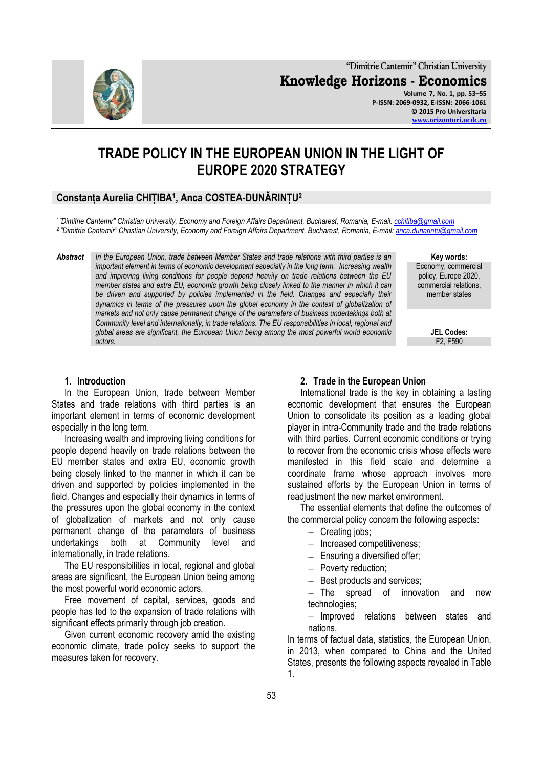# TRADE POLICY IN THE EUROPEAN UNION IN THE LIGHT OF EUROPE 2020 STRATEGY

**Constanța Aurelia CHIȚIBA[1], Anca COSTEA-DUNĂRINȚU[2]**

[1]*"Dimitrie Cantemir" Christian University, Economy and Foreign Affairs Department, Bucharest, Romania, E-mail: cchitiba@gmail.com*
[2] *"Dimitrie Cantemir" Christian University, Economy and Foreign Affairs Department, Bucharest, Romania, E-mail: anca.dunarintu@gmail.com*

***Abstract*** *In the European Union, trade between Member States and trade relations with third parties is an important element in terms of economic development especially in the long term. Increasing wealth and improving living conditions for people depend heavily on trade relations between the EU member states and extra EU, economic growth being closely linked to the manner in which it can be driven and supported by policies implemented in the field. Changes and especially their dynamics in terms of the pressures upon the global economy in the context of globalization of markets and not only cause permanent change of the parameters of business undertakings both at Community level and internationally, in trade relations. The EU responsibilities in local, regional and global areas are significant, the European Union being among the most powerful world economic actors.*

**Key words:** Economy, commercial policy, Europe 2020, commercial relations, member states

**JEL Codes:** F2, F590

## 1. Introduction

In the European Union, trade between Member States and trade relations with third parties is an important element in terms of economic development especially in the long term.

Increasing wealth and improving living conditions for people depend heavily on trade relations between the EU member states and extra EU, economic growth being closely linked to the manner in which it can be driven and supported by policies implemented in the field. Changes and especially their dynamics in terms of the pressures upon the global economy in the context of globalization of markets and not only cause permanent change of the parameters of business undertakings both at Community level and internationally, in trade relations.

The EU responsibilities in local, regional and global areas are significant, the European Union being among the most powerful world economic actors.

Free movement of capital, services, goods and people has led to the expansion of trade relations with significant effects primarily through job creation.

Given current economic recovery amid the existing economic climate, trade policy seeks to support the measures taken for recovery.

## 2. Trade in the European Union

International trade is the key in obtaining a lasting economic development that ensures the European Union to consolidate its position as a leading global player in intra-Community trade and the trade relations with third parties. Current economic conditions or trying to recover from the economic crisis whose effects were manifested in this field scale and determine a coordinate frame whose approach involves more sustained efforts by the European Union in terms of readjustment the new market environment.

The essential elements that define the outcomes of the commercial policy concern the following aspects:

- Creating jobs;
- Increased competitiveness;
- Ensuring a diversified offer;
- Poverty reduction;
- Best products and services;
- The spread of innovation and new technologies;
- Improved relations between states and nations.

In terms of factual data, statistics, the European Union, in 2013, when compared to China and the United States, presents the following aspects revealed in Table 1.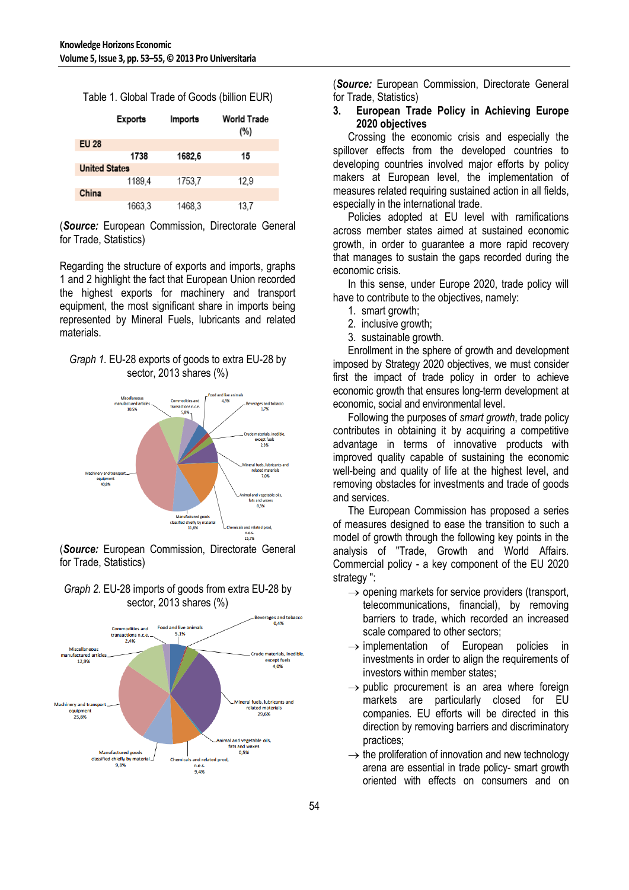Table 1. Global Trade of Goods (billion EUR)

| | Exports | Imports | World Trade (%) |
|---|---|---|---|
| **EU 28** | | | |
| | 1738 | 1682,6 | 15 |
| **United States** | | | |
| | 1189,4 | 1753,7 | 12,9 |
| **China** | | | |
| | 1663,3 | 1468,3 | 13,7 |

(***Source:*** European Commission, Directorate General for Trade, Statistics)

Regarding the structure of exports and imports, graphs 1 and 2 highlight the fact that European Union recorded the highest exports for machinery and transport equipment, the most significant share in imports being represented by Mineral Fuels, lubricants and related materials.

*Graph 1.* EU-28 exports of goods to extra EU-28 by sector, 2013 shares (%)

Miscellaneous manufactured articles 10,5%; Commodities and transactions n.c.e. 5,8%; Food and live animals 4,3%; Beverages and tobacco 1,7%; Crude materials, inedible, except fuels 2,3%; Mineral fuels, lubricants and related materials 7,0%; Animal and vegetable oils, fats and waxes 0,3%; Chemicals and related prod, n.e.s. 15,7%; Manufactured goods classified chiefly by material 11,6%; Machinery and transport equipment 40,8%

(***Source:*** European Commission, Directorate General for Trade, Statistics)

*Graph 2.* EU-28 imports of goods from extra EU-28 by sector, 2013 shares (%)

Commodities and transactions n.c.e. 2,4%; Food and live animals 5,1%; Beverages and tobacco 0,4%; Miscellaneous manufactured articles 12,9%; Crude materials, inedible, except fuels 4,0%; Mineral fuels, lubricants and related materials 29,6%; Machinery and transport equipment 25,8%; Animal and vegetable oils, fats and waxes 0,5%; Manufactured goods classified chiefly by material 9,8%; Chemicals and related prod, n.e.s. 9,4%

(***Source:*** European Commission, Directorate General for Trade, Statistics)

## 3. European Trade Policy in Achieving Europe 2020 objectives

Crossing the economic crisis and especially the spillover effects from the developed countries to developing countries involved major efforts by policy makers at European level, the implementation of measures related requiring sustained action in all fields, especially in the international trade.

Policies adopted at EU level with ramifications across member states aimed at sustained economic growth, in order to guarantee a more rapid recovery that manages to sustain the gaps recorded during the economic crisis.

In this sense, under Europe 2020, trade policy will have to contribute to the objectives, namely:

1. smart growth;
2. inclusive growth;
3. sustainable growth.

Enrollment in the sphere of growth and development imposed by Strategy 2020 objectives, we must consider first the impact of trade policy in order to achieve economic growth that ensures long-term development at economic, social and environmental level.

Following the purposes of *smart growth*, trade policy contributes in obtaining it by acquiring a competitive advantage in terms of innovative products with improved quality capable of sustaining the economic well-being and quality of life at the highest level, and removing obstacles for investments and trade of goods and services.

The European Commission has proposed a series of measures designed to ease the transition to such a model of growth through the following key points in the analysis of "Trade, Growth and World Affairs. Commercial policy - a key component of the EU 2020 strategy ":

- → opening markets for service providers (transport, telecommunications, financial), by removing barriers to trade, which recorded an increased scale compared to other sectors;
- → implementation of European policies in investments in order to align the requirements of investors within member states;
- → public procurement is an area where foreign markets are particularly closed for EU companies. EU efforts will be directed in this direction by removing barriers and discriminatory practices;
- → the proliferation of innovation and new technology arena are essential in trade policy- smart growth oriented with effects on consumers and on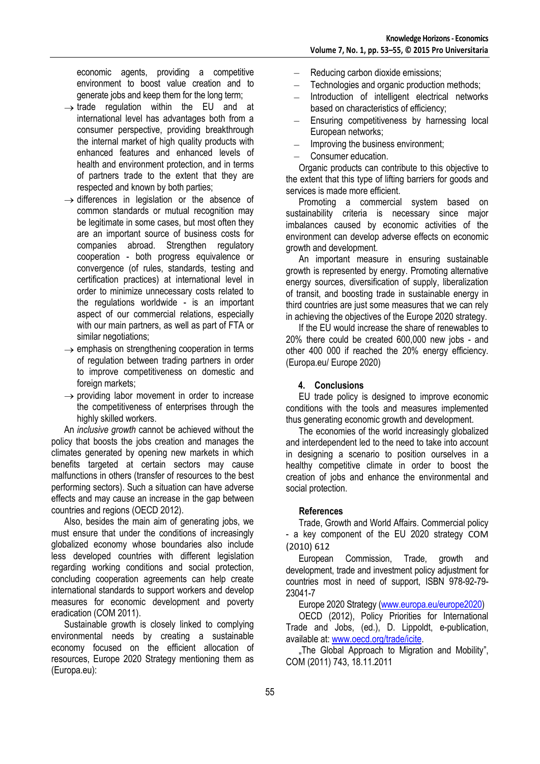economic agents, providing a competitive environment to boost value creation and to generate jobs and keep them for the long term;

- → trade regulation within the EU and at international level has advantages both from a consumer perspective, providing breakthrough the internal market of high quality products with enhanced features and enhanced levels of health and environment protection, and in terms of partners trade to the extent that they are respected and known by both parties;
- → differences in legislation or the absence of common standards or mutual recognition may be legitimate in some cases, but most often they are an important source of business costs for companies abroad. Strengthen regulatory cooperation - both progress equivalence or convergence (of rules, standards, testing and certification practices) at international level in order to minimize unnecessary costs related to the regulations worldwide - is an important aspect of our commercial relations, especially with our main partners, as well as part of FTA or similar negotiations;
- → emphasis on strengthening cooperation in terms of regulation between trading partners in order to improve competitiveness on domestic and foreign markets;
- → providing labor movement in order to increase the competitiveness of enterprises through the highly skilled workers.

An *inclusive growth* cannot be achieved without the policy that boosts the jobs creation and manages the climates generated by opening new markets in which benefits targeted at certain sectors may cause malfunctions in others (transfer of resources to the best performing sectors). Such a situation can have adverse effects and may cause an increase in the gap between countries and regions (OECD 2012).

Also, besides the main aim of generating jobs, we must ensure that under the conditions of increasingly globalized economy whose boundaries also include less developed countries with different legislation regarding working conditions and social protection, concluding cooperation agreements can help create international standards to support workers and develop measures for economic development and poverty eradication (COM 2011).

Sustainable growth is closely linked to complying environmental needs by creating a sustainable economy focused on the efficient allocation of resources, Europe 2020 Strategy mentioning them as (Europa.eu):

- Reducing carbon dioxide emissions;
- Technologies and organic production methods;
- Introduction of intelligent electrical networks based on characteristics of efficiency;
- Ensuring competitiveness by harnessing local European networks;
- Improving the business environment;
- Consumer education.

Organic products can contribute to this objective to the extent that this type of lifting barriers for goods and services is made more efficient.

Promoting a commercial system based on sustainability criteria is necessary since major imbalances caused by economic activities of the environment can develop adverse effects on economic growth and development.

An important measure in ensuring sustainable growth is represented by energy. Promoting alternative energy sources, diversification of supply, liberalization of transit, and boosting trade in sustainable energy in third countries are just some measures that we can rely in achieving the objectives of the Europe 2020 strategy.

If the EU would increase the share of renewables to 20% there could be created 600,000 new jobs - and other 400 000 if reached the 20% energy efficiency. (Europa.eu/ Europe 2020)

## 4. Conclusions

EU trade policy is designed to improve economic conditions with the tools and measures implemented thus generating economic growth and development.

The economies of the world increasingly globalized and interdependent led to the need to take into account in designing a scenario to position ourselves in a healthy competitive climate in order to boost the creation of jobs and enhance the environmental and social protection.

## References

Trade, Growth and World Affairs. Commercial policy - a key component of the EU 2020 strategy COM (2010) 612

European Commission, Trade, growth and development, trade and investment policy adjustment for countries most in need of support, ISBN 978-92-79-23041-7

Europe 2020 Strategy (www.europa.eu/europe2020)

OECD (2012), Policy Priorities for International Trade and Jobs, (ed.), D. Lippoldt, e-publication, available at: www.oecd.org/trade/icite.

„The Global Approach to Migration and Mobility", COM (2011) 743, 18.11.2011